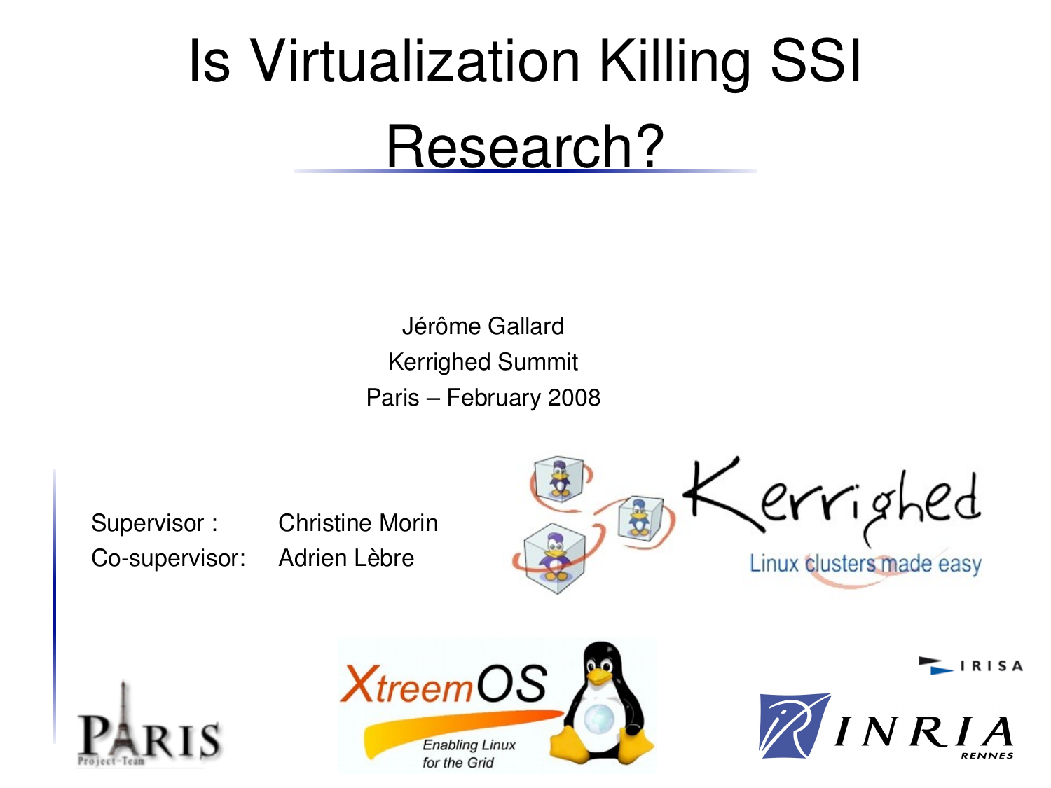# Is Virtualization Killing SSI Research?

Jérôme Gallard
Kerrighed Summit
Paris – February 2008

Supervisor : Christine Morin
Co-supervisor: Adrien Lèbre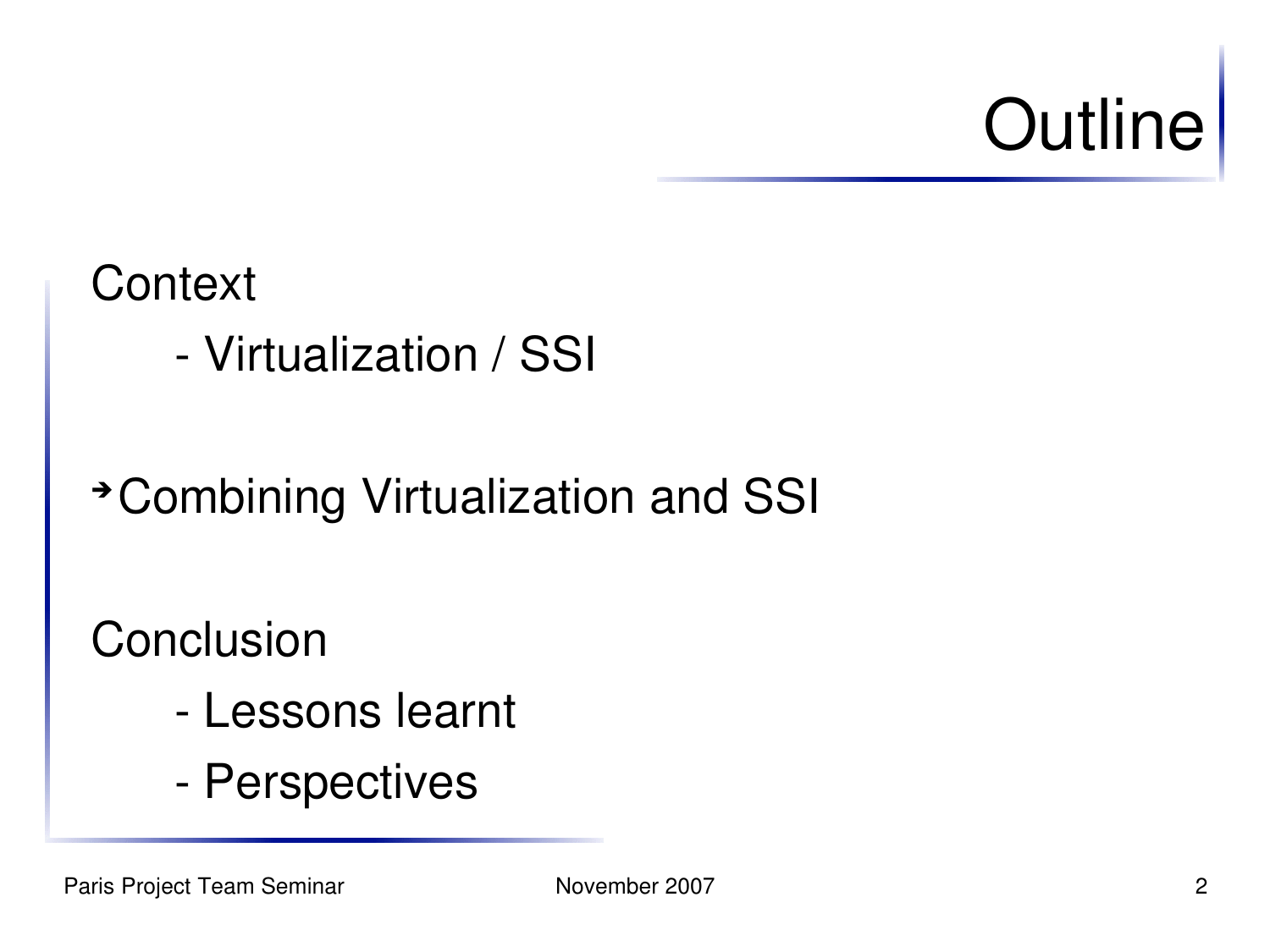# Outline

Context

- Virtualization / SSI

➔Combining Virtualization and SSI

Conclusion

- Lessons learnt
- Perspectives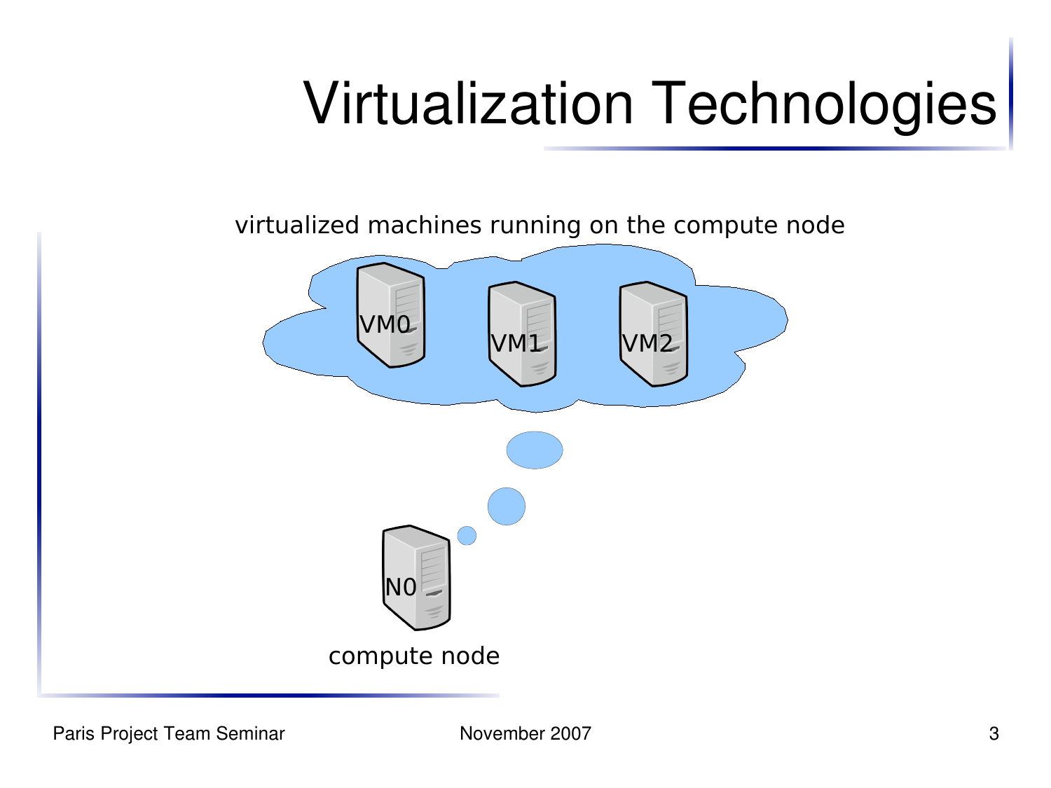# Virtualization Technologies

virtualized machines running on the compute node

VM0

VM1

VM2

N0

compute node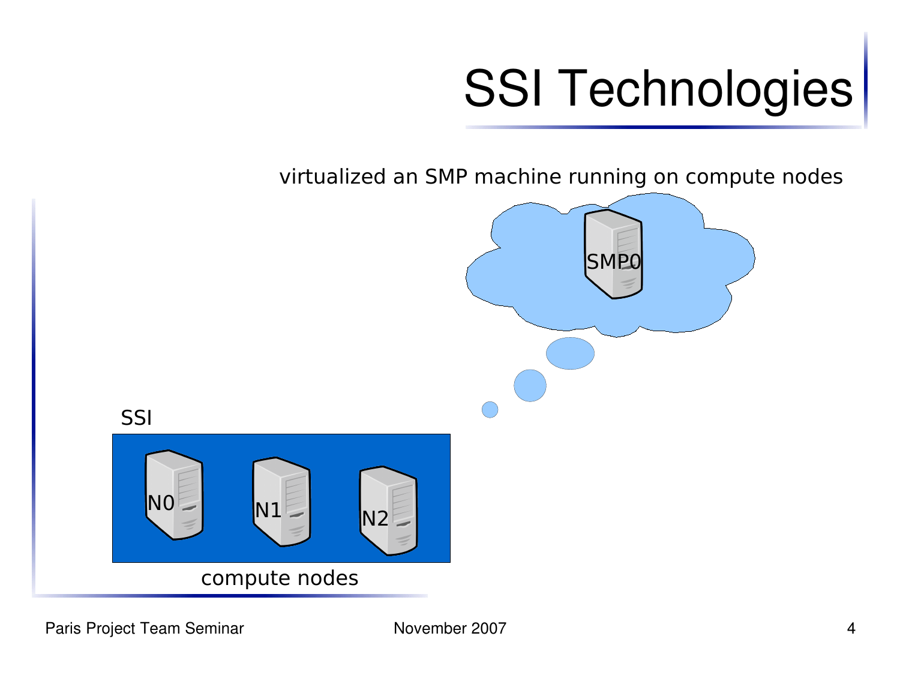# SSI Technologies

virtualized an SMP machine running on compute nodes

SMP0

SSI

N0 N1 N2

compute nodes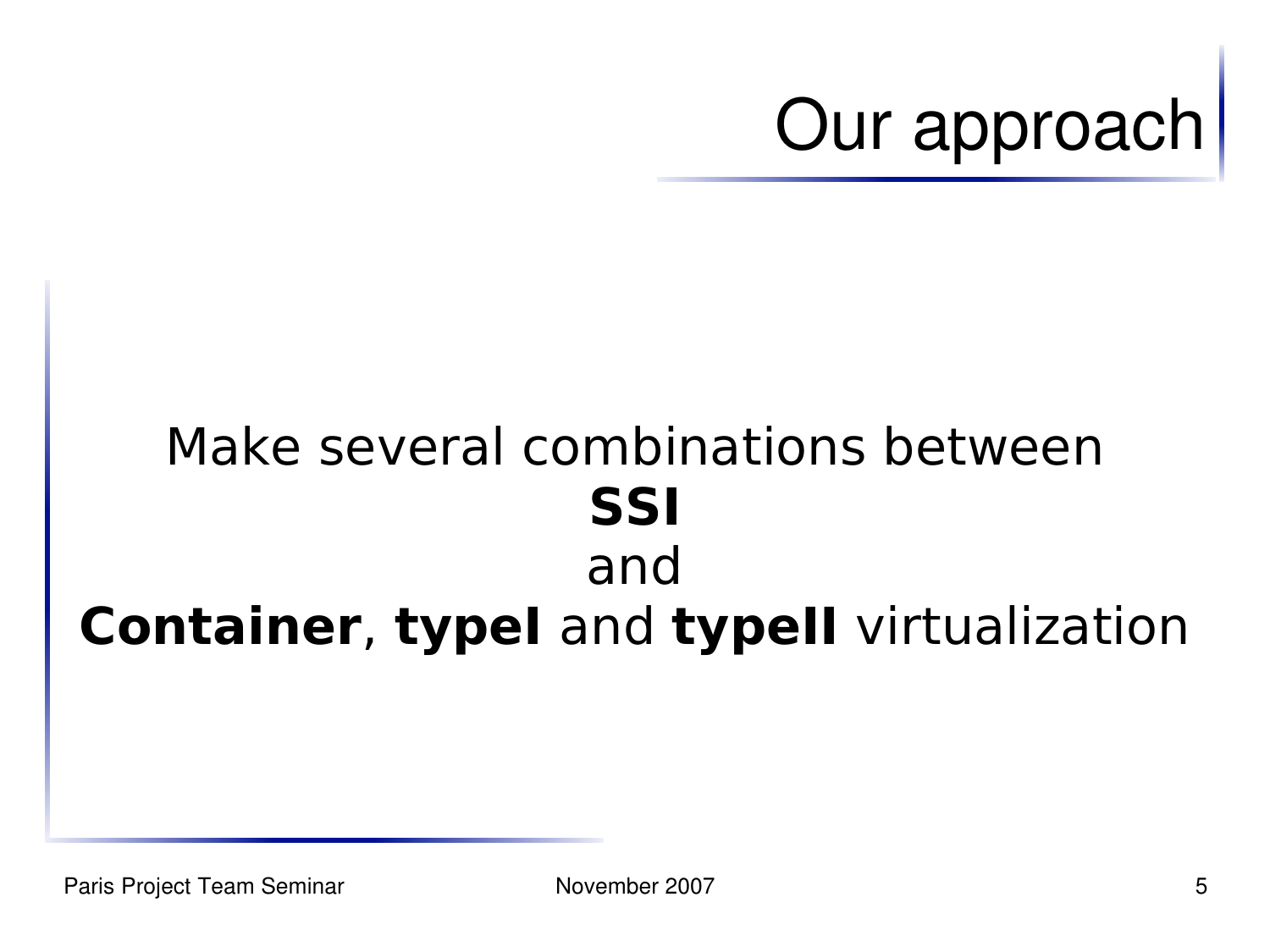# Our approach

Make several combinations between
**SSI**
and
**Container**, **typeI** and **typeII** virtualization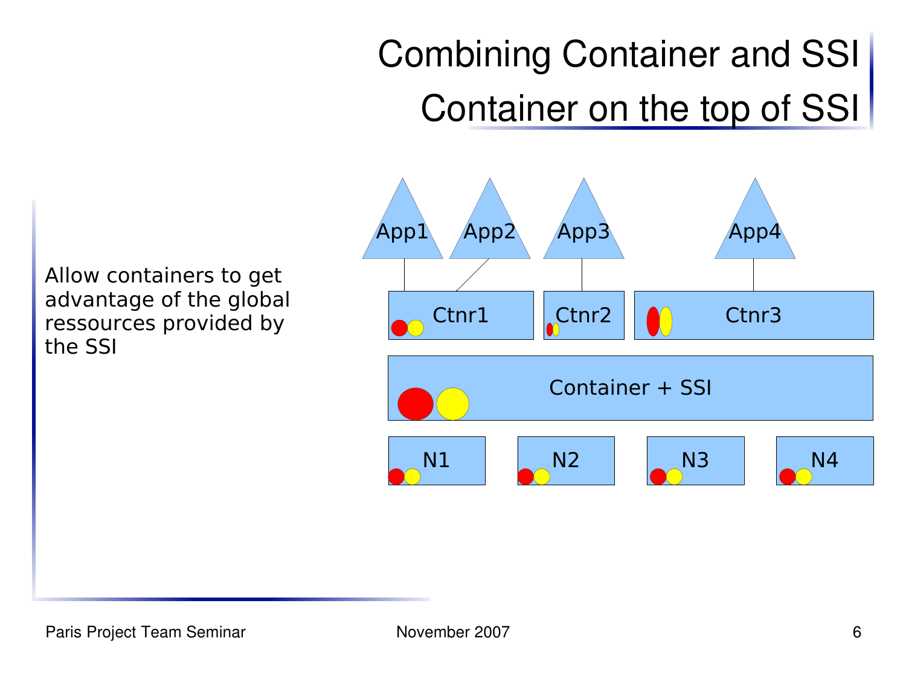# Combining Container and SSI

## Container on the top of SSI

Allow containers to get advantage of the global ressources provided by the SSI

App1 App2 App3 App4

Ctnr1 Ctnr2 Ctnr3

Container + SSI

N1 N2 N3 N4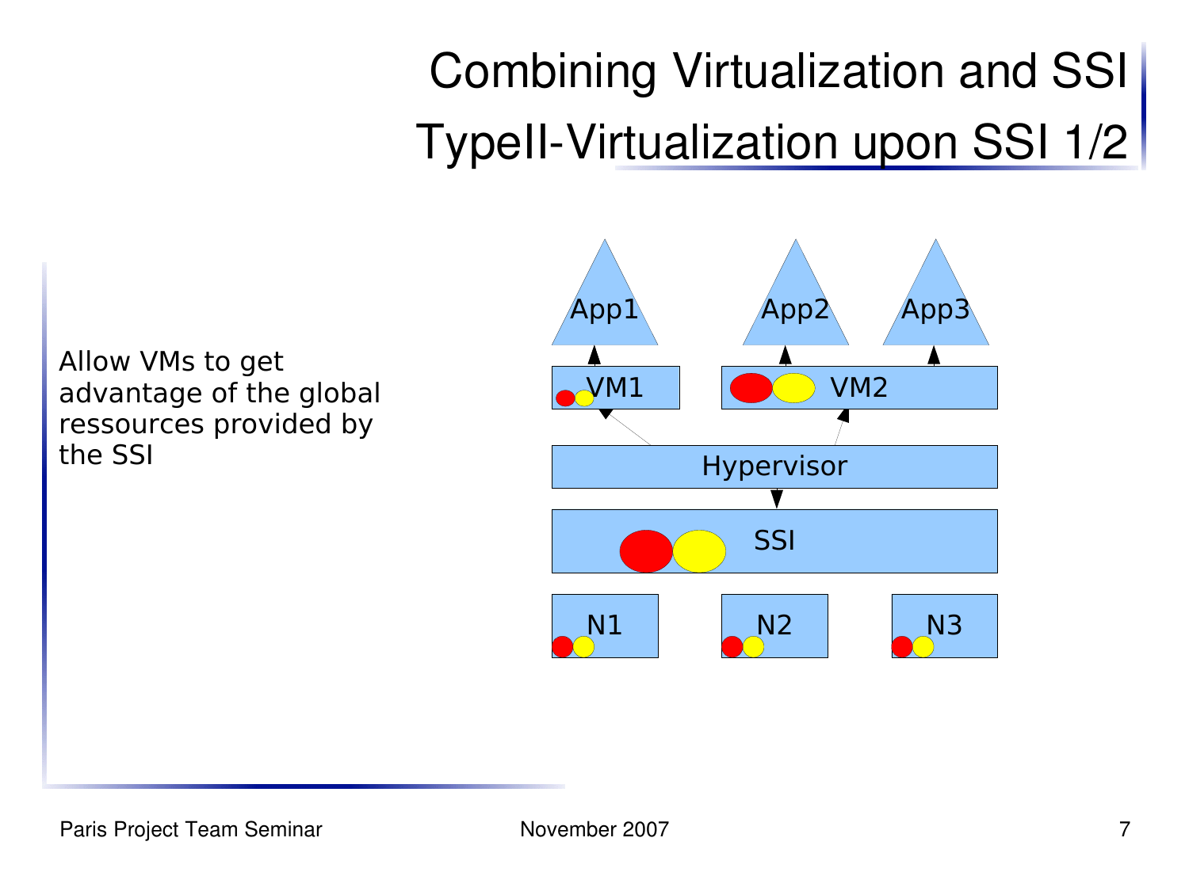# Combining Virtualization and SSI

## TypeII-Virtualization upon SSI 1/2

Allow VMs to get advantage of the global ressources provided by the SSI

App1 App2 App3

VM1 VM2

Hypervisor

SSI

N1 N2 N3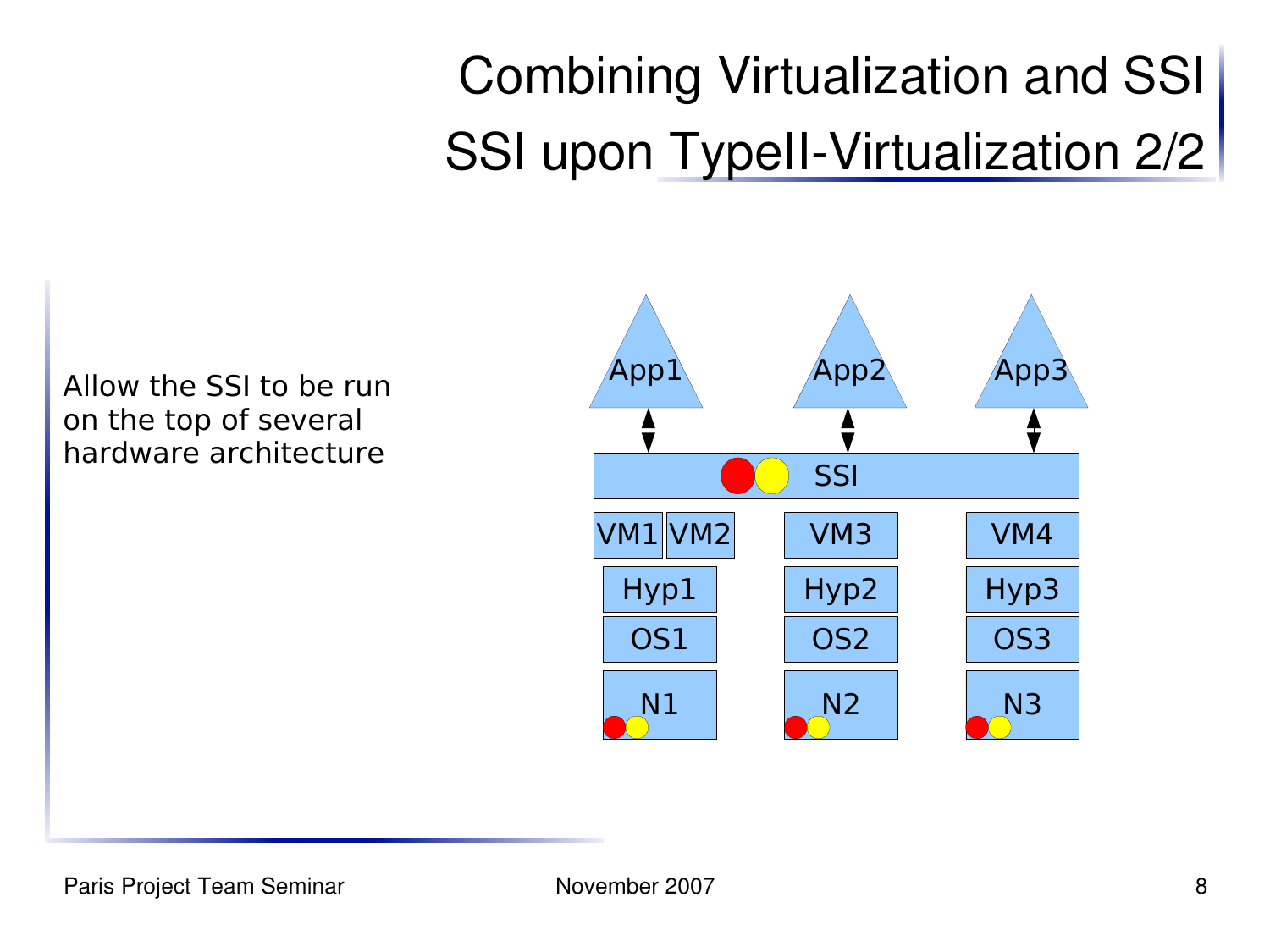# Combining Virtualization and SSI
## SSI upon TypeII-Virtualization 2/2

Allow the SSI to be run on the top of several hardware architecture

App1 App2 App3

SSI

VM1 VM2 VM3 VM4

Hyp1 Hyp2 Hyp3

OS1 OS2 OS3

N1 N2 N3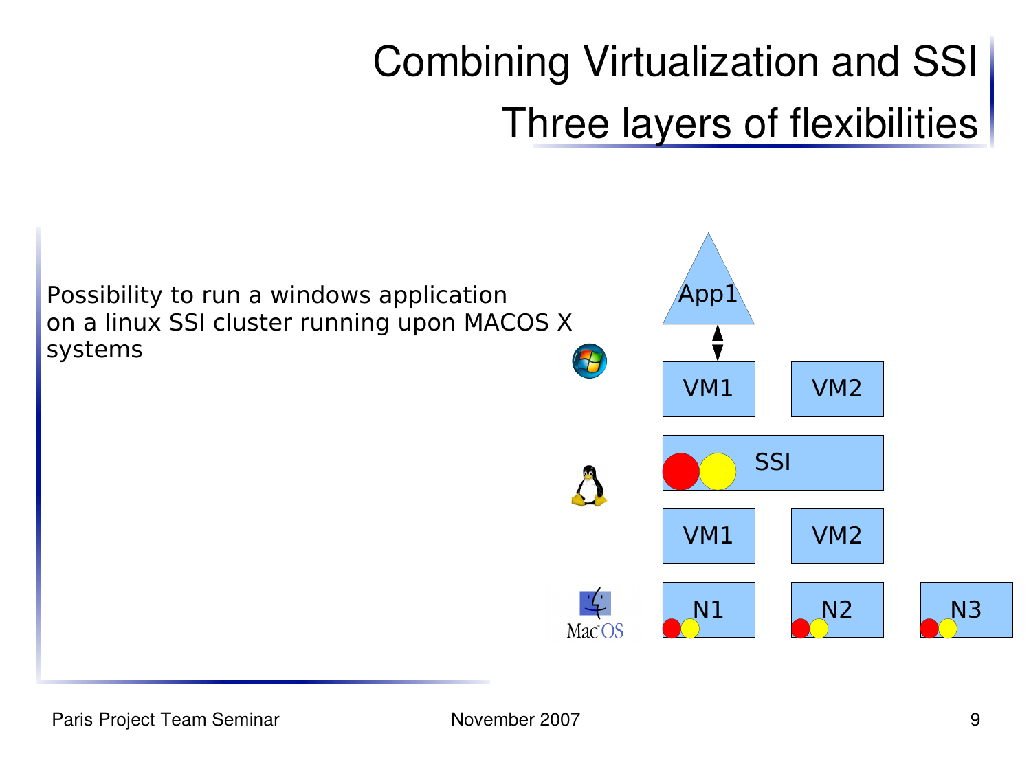# Combining Virtualization and SSI

## Three layers of flexibilities

Possibility to run a windows application on a linux SSI cluster running upon MACOS X systems

App1

VM1 VM2

SSI

VM1 VM2

N1 N2 N3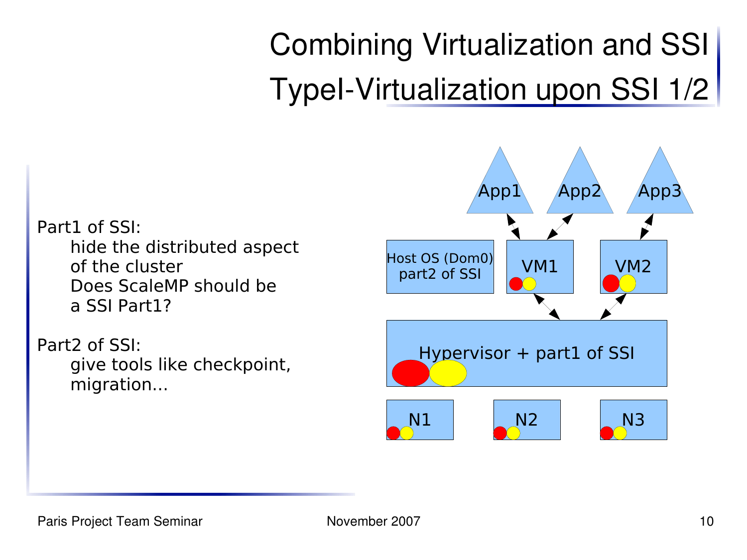# Combining Virtualization and SSI

## TypeI-Virtualization upon SSI 1/2

Part1 of SSI:

- hide the distributed aspect of the cluster
- Does ScaleMP should be a SSI Part1?

Part2 of SSI:

- give tools like checkpoint, migration...

App1 App2 App3

Host OS (Dom0) part2 of SSI

VM1

VM2

Hypervisor + part1 of SSI

N1 N2 N3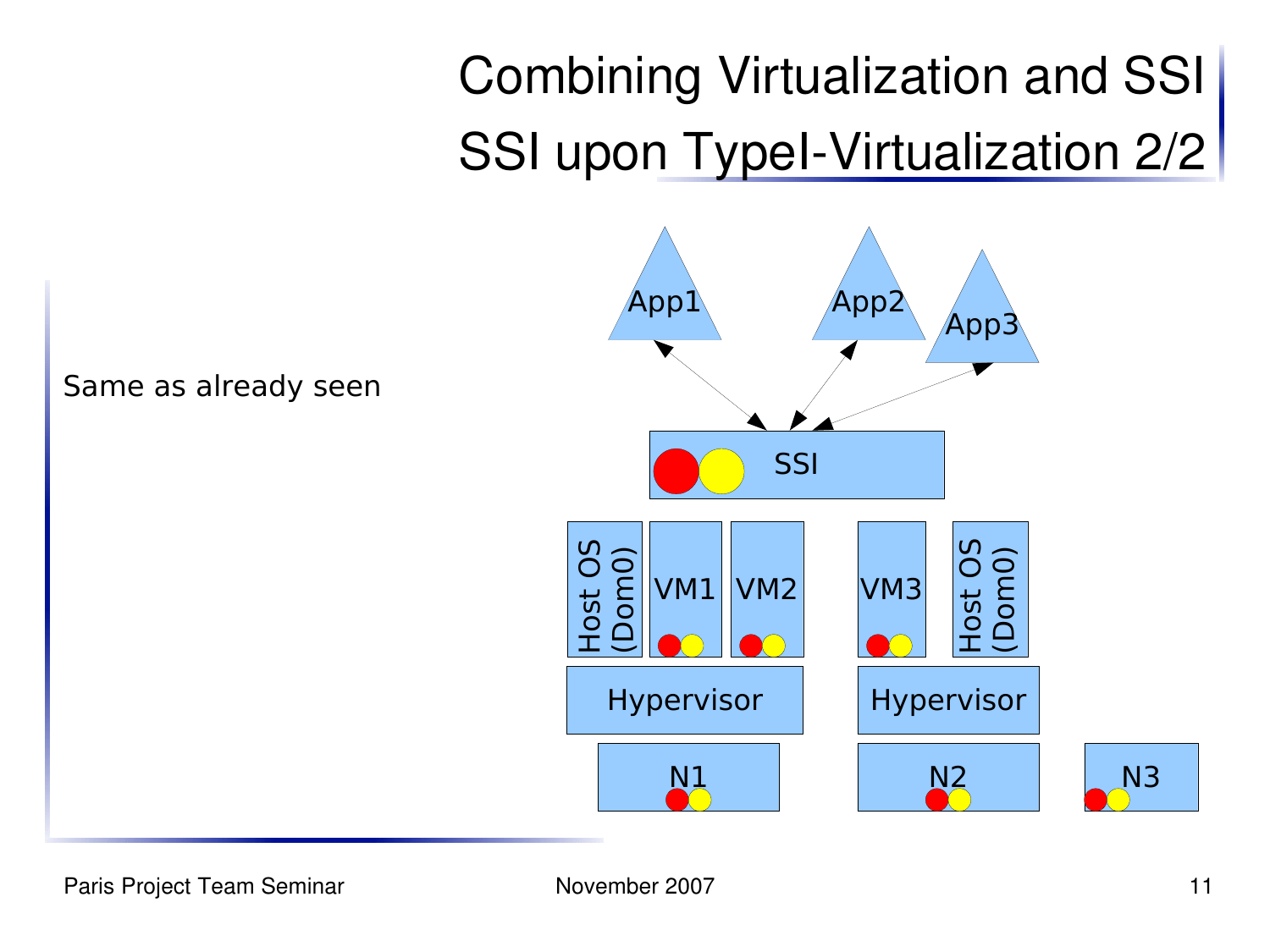# Combining Virtualization and SSI
## SSI upon TypeI-Virtualization 2/2

Same as already seen

App1

App2

App3

SSI

Host OS (Dom0)

VM1

VM2

VM3

Host OS (Dom0)

Hypervisor

Hypervisor

N1

N2

N3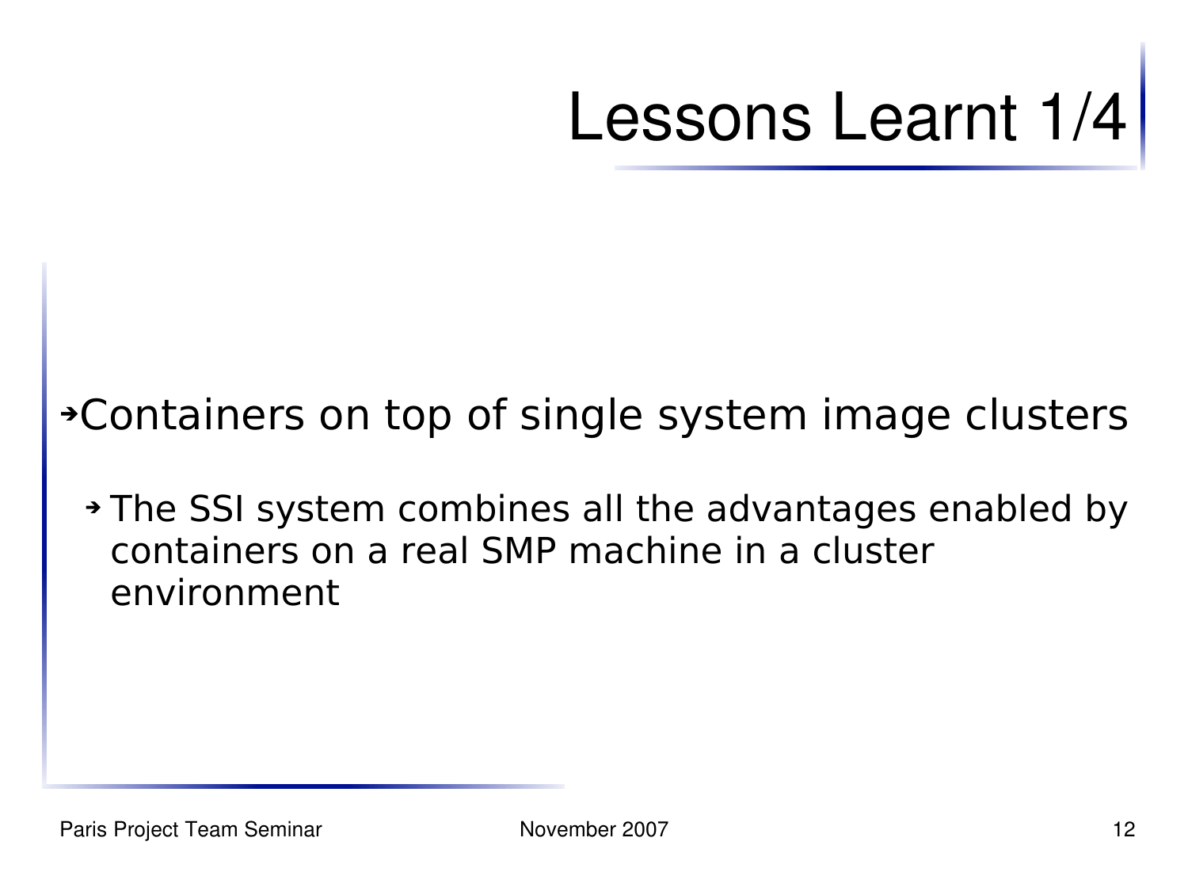# Lessons Learnt 1/4

- Containers on top of single system image clusters
  - The SSI system combines all the advantages enabled by containers on a real SMP machine in a cluster environment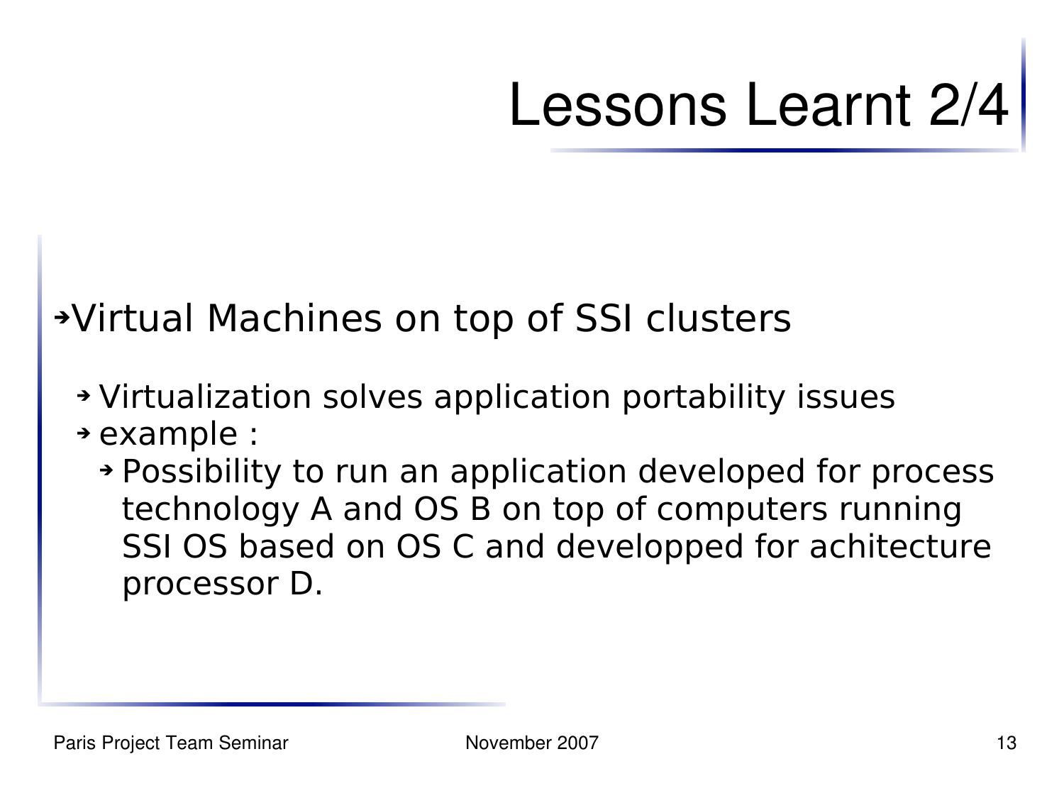# Lessons Learnt 2/4

- Virtual Machines on top of SSI clusters
  - Virtualization solves application portability issues
  - example :
    - Possibility to run an application developed for process technology A and OS B on top of computers running SSI OS based on OS C and developped for achitecture processor D.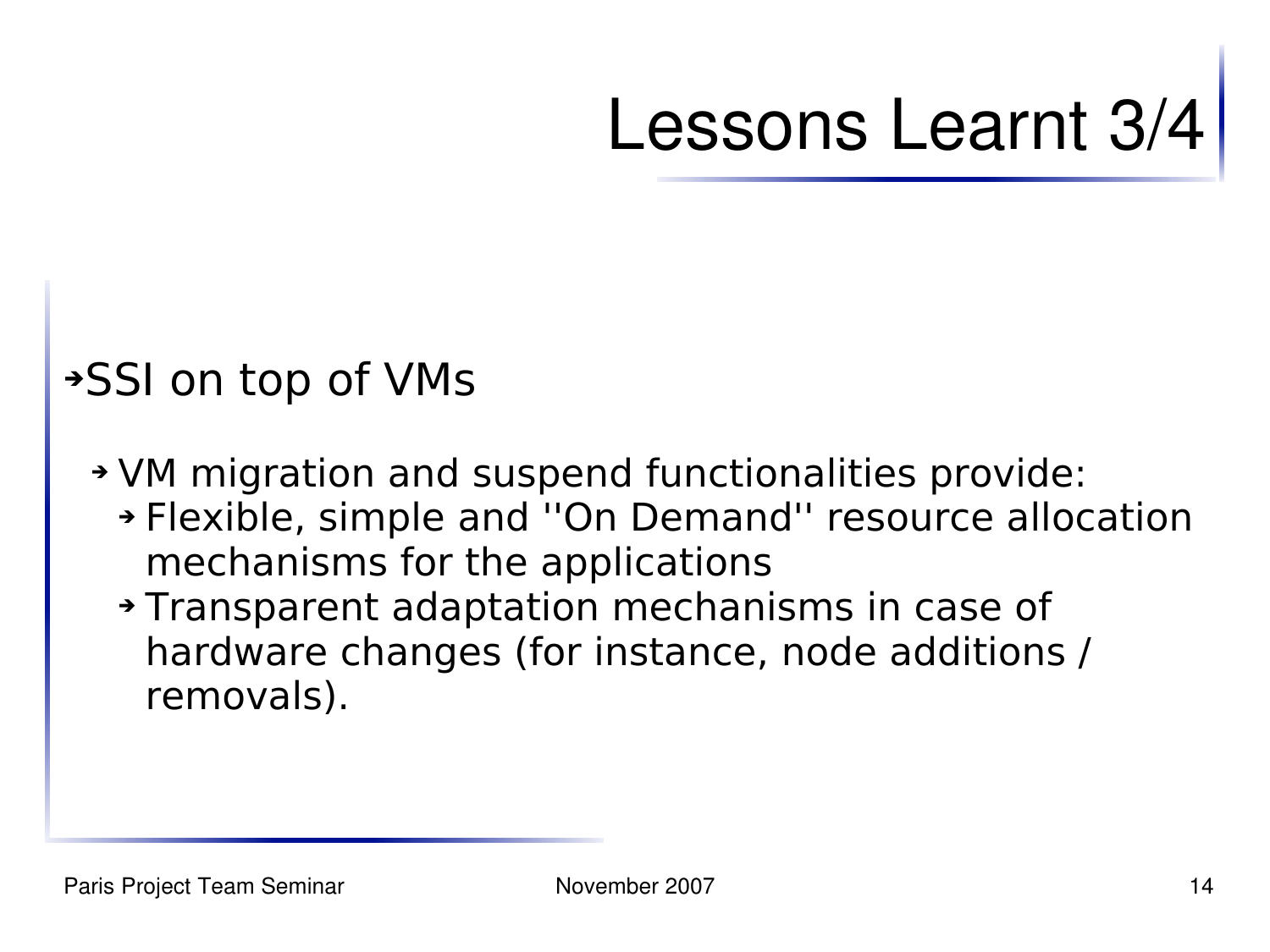# Lessons Learnt 3/4

- SSI on top of VMs
  - VM migration and suspend functionalities provide:
    - Flexible, simple and ''On Demand'' resource allocation mechanisms for the applications
    - Transparent adaptation mechanisms in case of hardware changes (for instance, node additions / removals).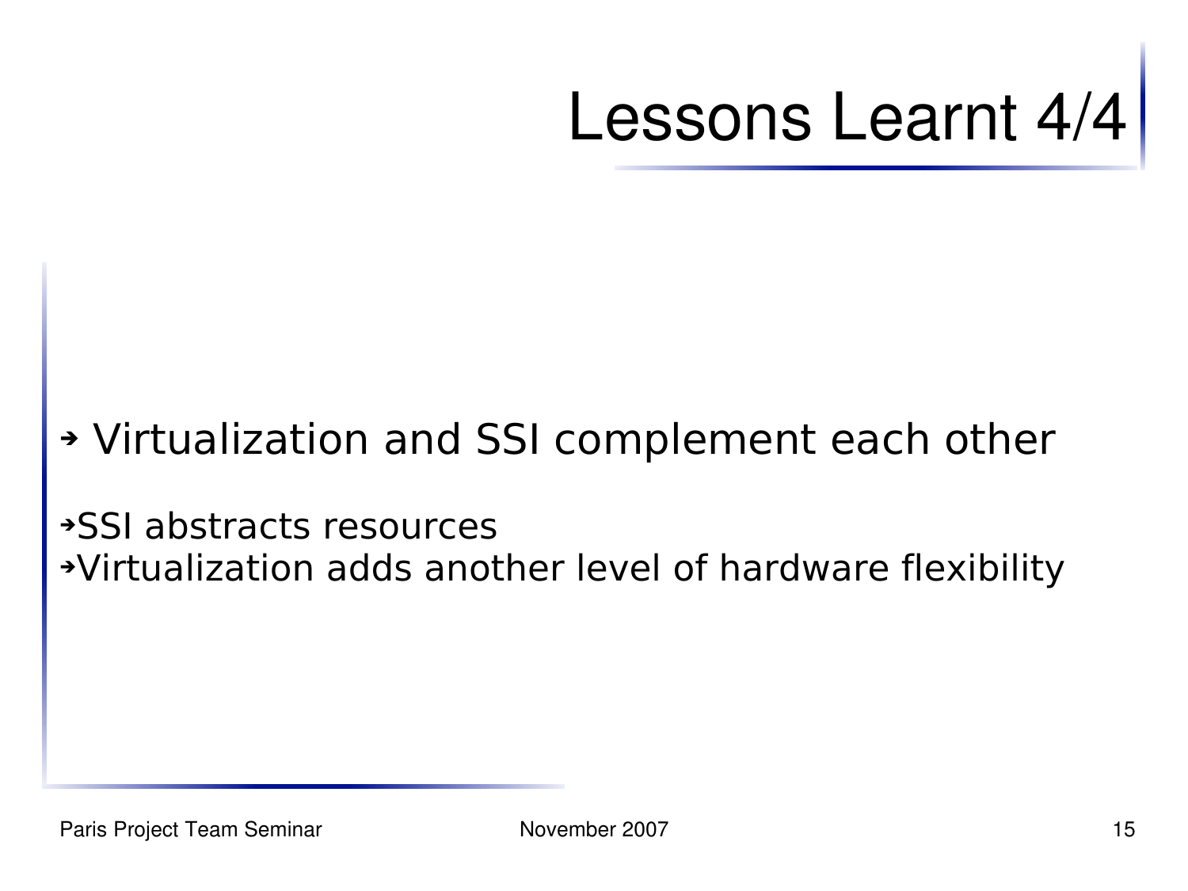# Lessons Learnt 4/4

- Virtualization and SSI complement each other

- SSI abstracts resources
- Virtualization adds another level of hardware flexibility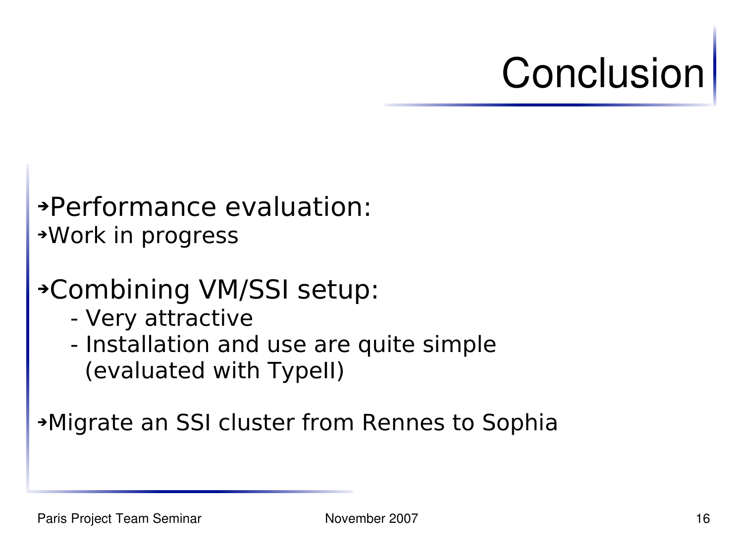# Conclusion

- Performance evaluation:
- Work in progress

- Combining VM/SSI setup:
  - Very attractive
  - Installation and use are quite simple (evaluated with TypeII)

- Migrate an SSI cluster from Rennes to Sophia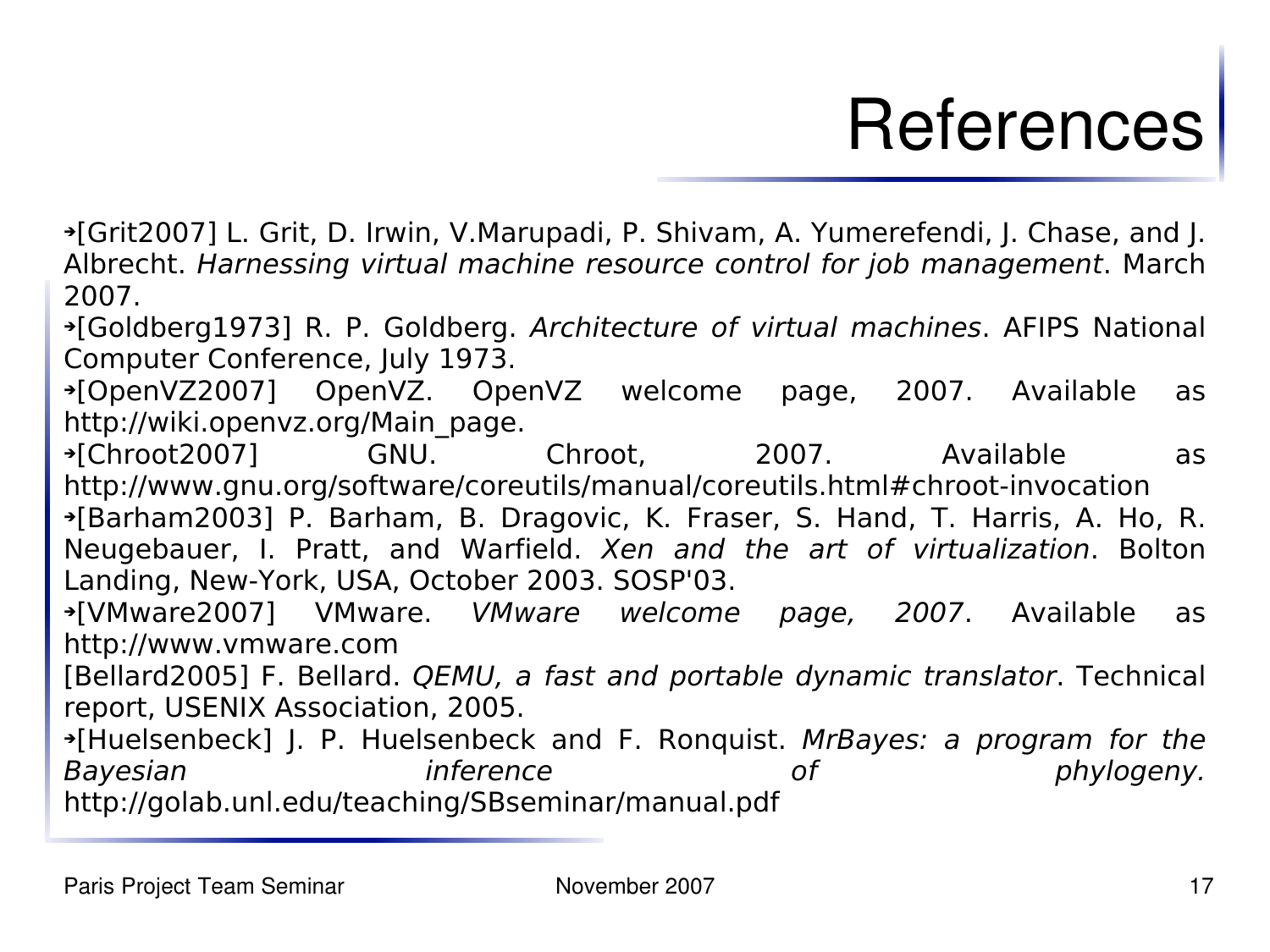# References

- [Grit2007] L. Grit, D. Irwin, V.Marupadi, P. Shivam, A. Yumerefendi, J. Chase, and J. Albrecht. *Harnessing virtual machine resource control for job management*. March 2007.
- [Goldberg1973] R. P. Goldberg. *Architecture of virtual machines*. AFIPS National Computer Conference, July 1973.
- [OpenVZ2007] OpenVZ. OpenVZ welcome page, 2007. Available as http://wiki.openvz.org/Main_page.
- [Chroot2007] GNU. Chroot, 2007. Available as http://www.gnu.org/software/coreutils/manual/coreutils.html#chroot-invocation
- [Barham2003] P. Barham, B. Dragovic, K. Fraser, S. Hand, T. Harris, A. Ho, R. Neugebauer, I. Pratt, and Warfield. *Xen and the art of virtualization*. Bolton Landing, New-York, USA, October 2003. SOSP'03.
- [VMware2007] VMware. *VMware welcome page, 2007*. Available as http://www.vmware.com

[Bellard2005] F. Bellard. *QEMU, a fast and portable dynamic translator*. Technical report, USENIX Association, 2005.

- [Huelsenbeck] J. P. Huelsenbeck and F. Ronquist. *MrBayes: a program for the Bayesian inference of phylogeny.* http://golab.unl.edu/teaching/SBseminar/manual.pdf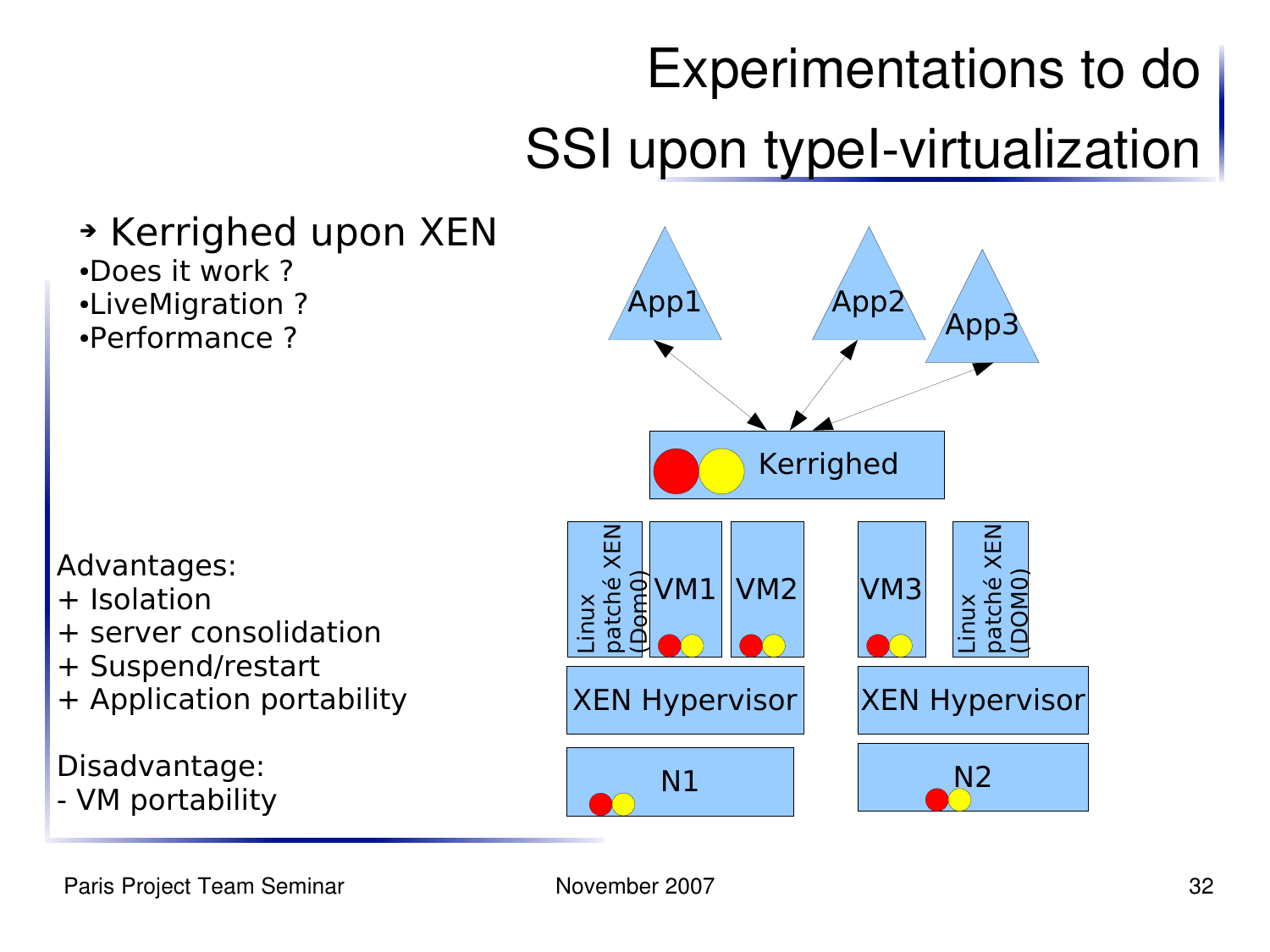# Experimentations to do
## SSI upon typeI-virtualization

- Kerrighed upon XEN
  - Does it work ?
  - LiveMigration ?
  - Performance ?

Advantages:
+ Isolation
+ server consolidation
+ Suspend/restart
+ Application portability

Disadvantage:
- VM portability

App1 App2 App3

Kerrighed

Linux patché XEN (Dom0) | VM1 | VM2 | VM3 | Linux patché XEN (DOM0)

XEN Hypervisor | XEN Hypervisor

N1 | N2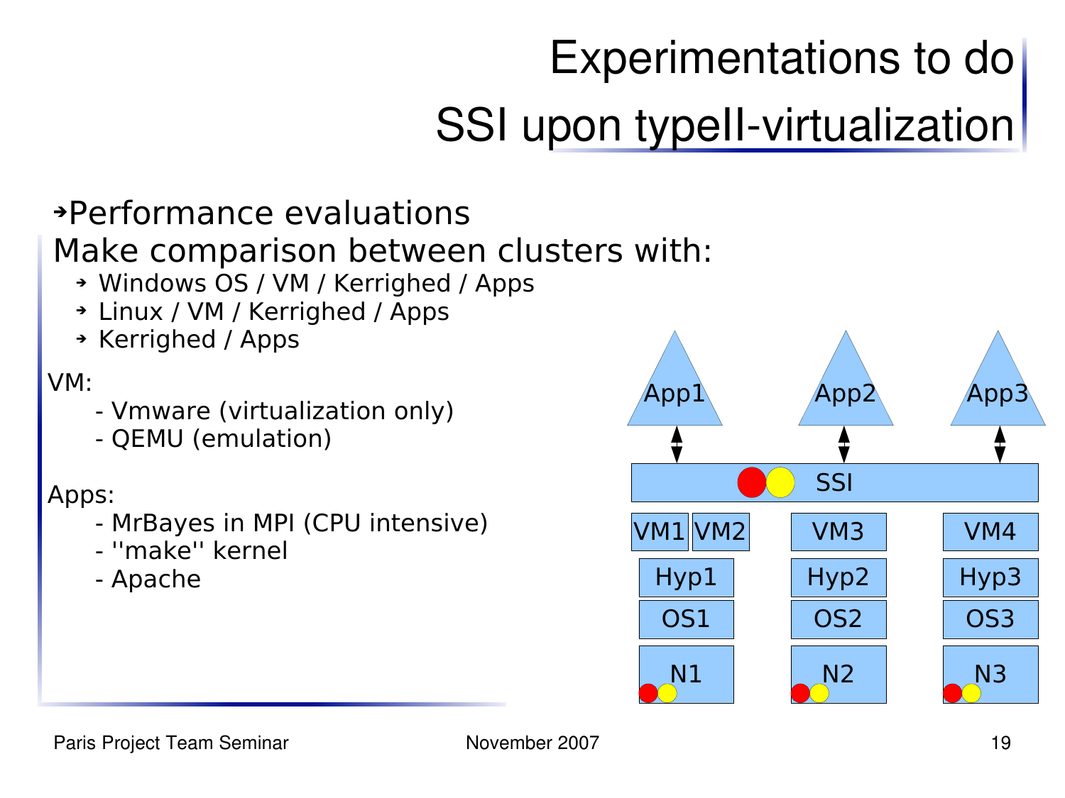# Experimentations to do

## SSI upon typeII-virtualization

- Performance evaluations

Make comparison between clusters with:

- Windows OS / VM / Kerrighed / Apps
- Linux / VM / Kerrighed / Apps
- Kerrighed / Apps

VM:

- Vmware (virtualization only)
- QEMU (emulation)

Apps:

- MrBayes in MPI (CPU intensive)
- ''make'' kernel
- Apache

App1 App2 App3

SSI

VM1 VM2 VM3 VM4

Hyp1 Hyp2 Hyp3

OS1 OS2 OS3

N1 N2 N3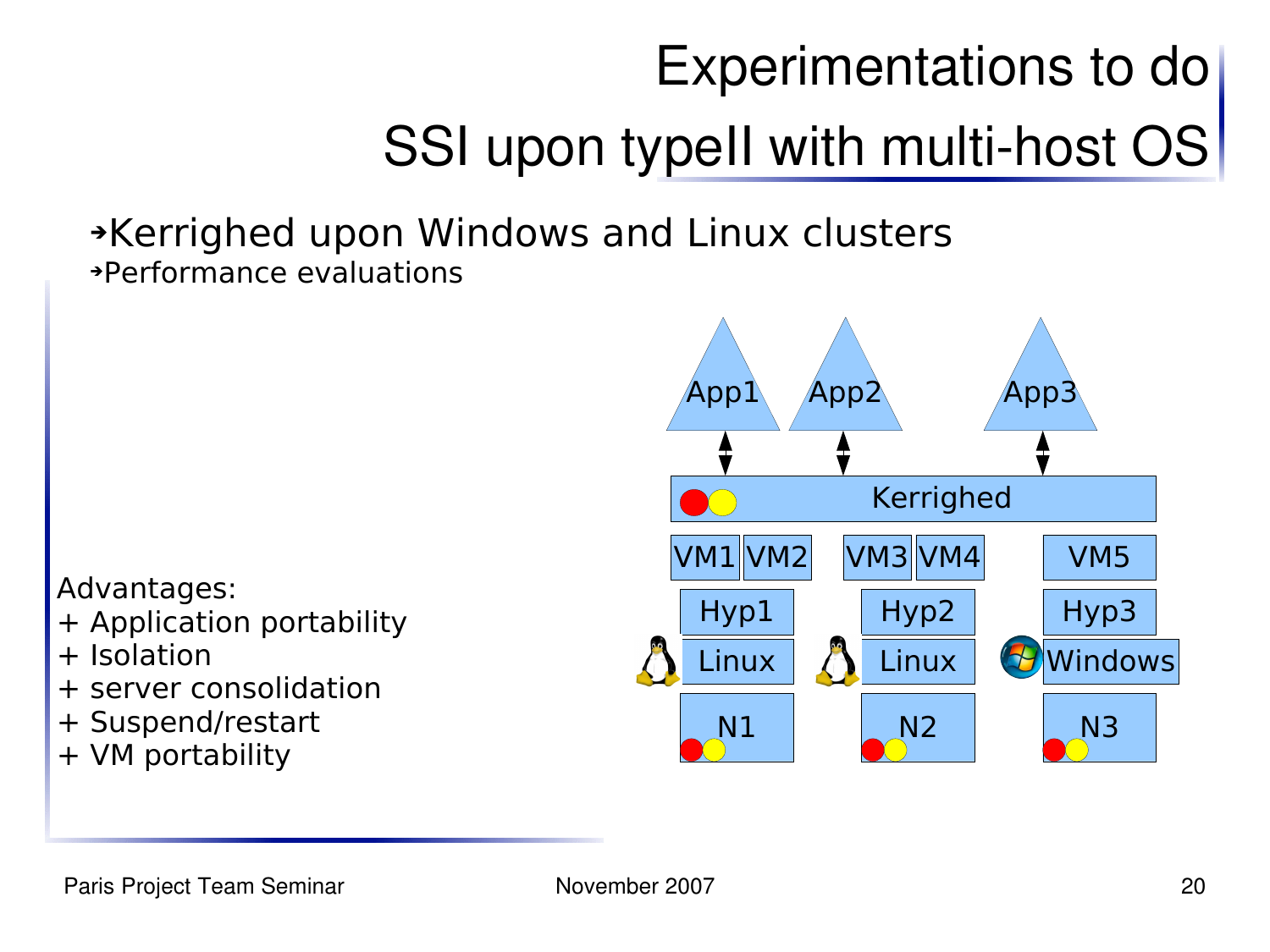# Experimentations to do

## SSI upon typeII with multi-host OS

- Kerrighed upon Windows and Linux clusters
  - Performance evaluations

Advantages:

+ Application portability
+ Isolation
+ server consolidation
+ Suspend/restart
+ VM portability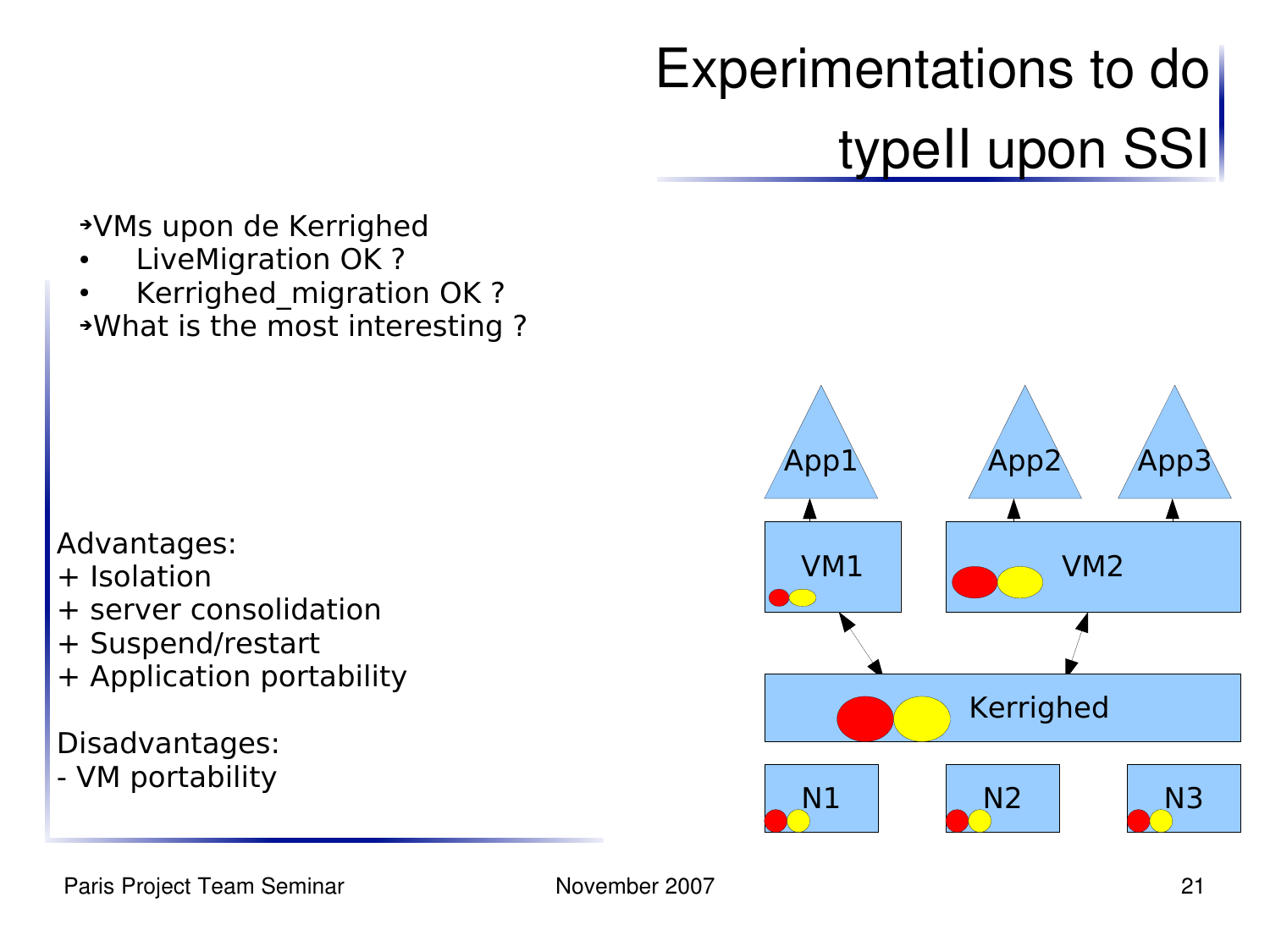# Experimentations to do

## typeII upon SSI

- ➔VMs upon de Kerrighed
  - LiveMigration OK ?
  - Kerrighed_migration OK ?
- ➔What is the most interesting ?

Advantages:
+ Isolation
+ server consolidation
+ Suspend/restart
+ Application portability

Disadvantages:
- VM portability

App1 App2 App3

VM1 VM2

Kerrighed

N1 N2 N3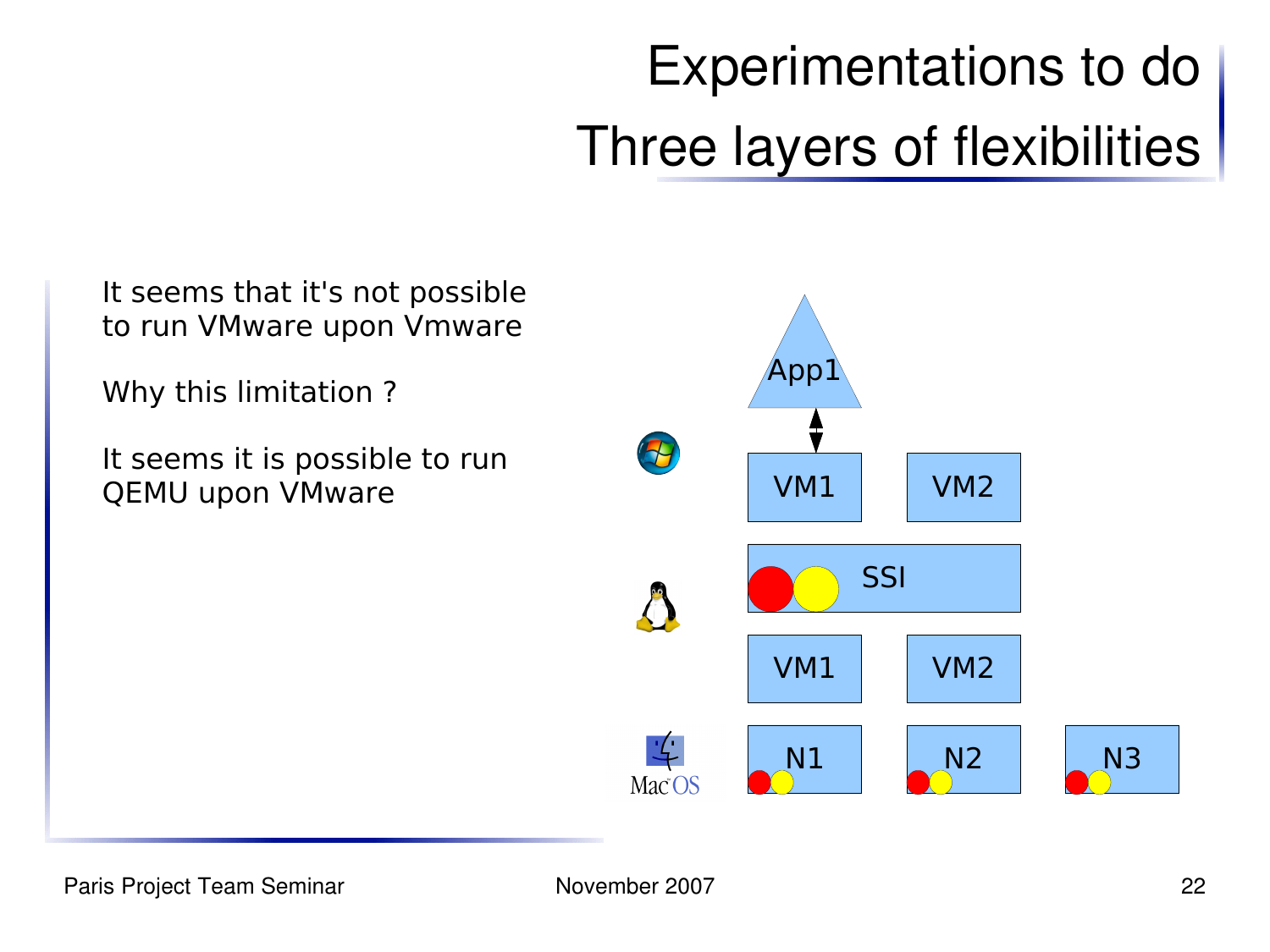# Experimentations to do
# Three layers of flexibilities

It seems that it's not possible to run VMware upon Vmware

Why this limitation ?

It seems it is possible to run QEMU upon VMware

App1

VM1 VM2

SSI

VM1 VM2

N1 N2 N3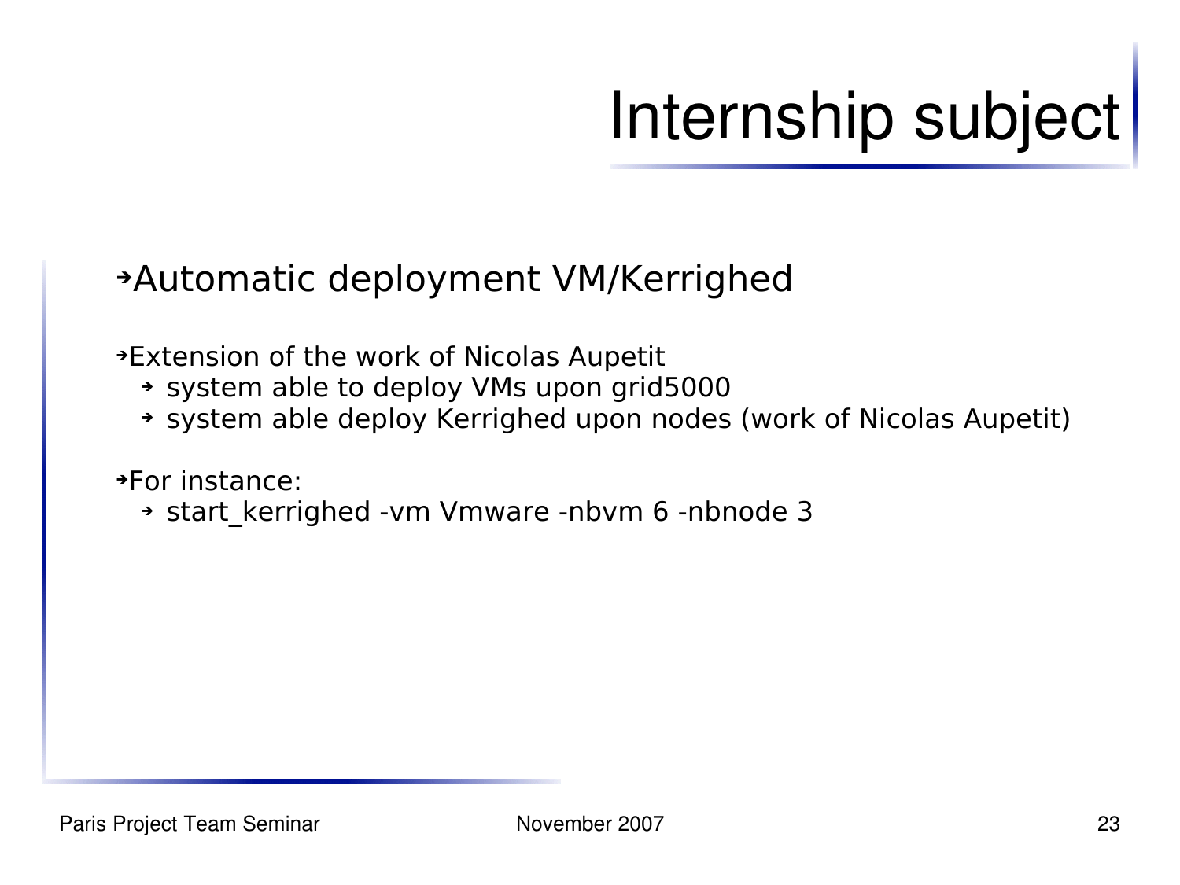# Internship subject

- Automatic deployment VM/Kerrighed

- Extension of the work of Nicolas Aupetit
  - system able to deploy VMs upon grid5000
  - system able deploy Kerrighed upon nodes (work of Nicolas Aupetit)

- For instance:
  - start_kerrighed -vm Vmware -nbvm 6 -nbnode 3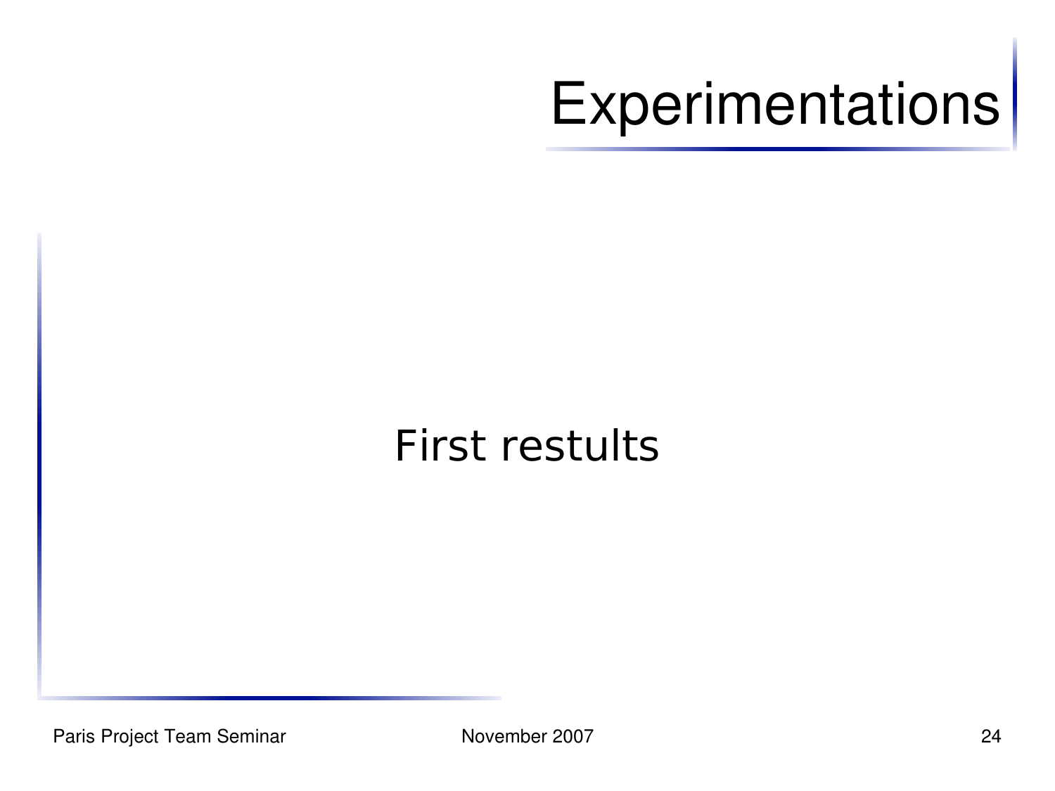# Experimentations

First restults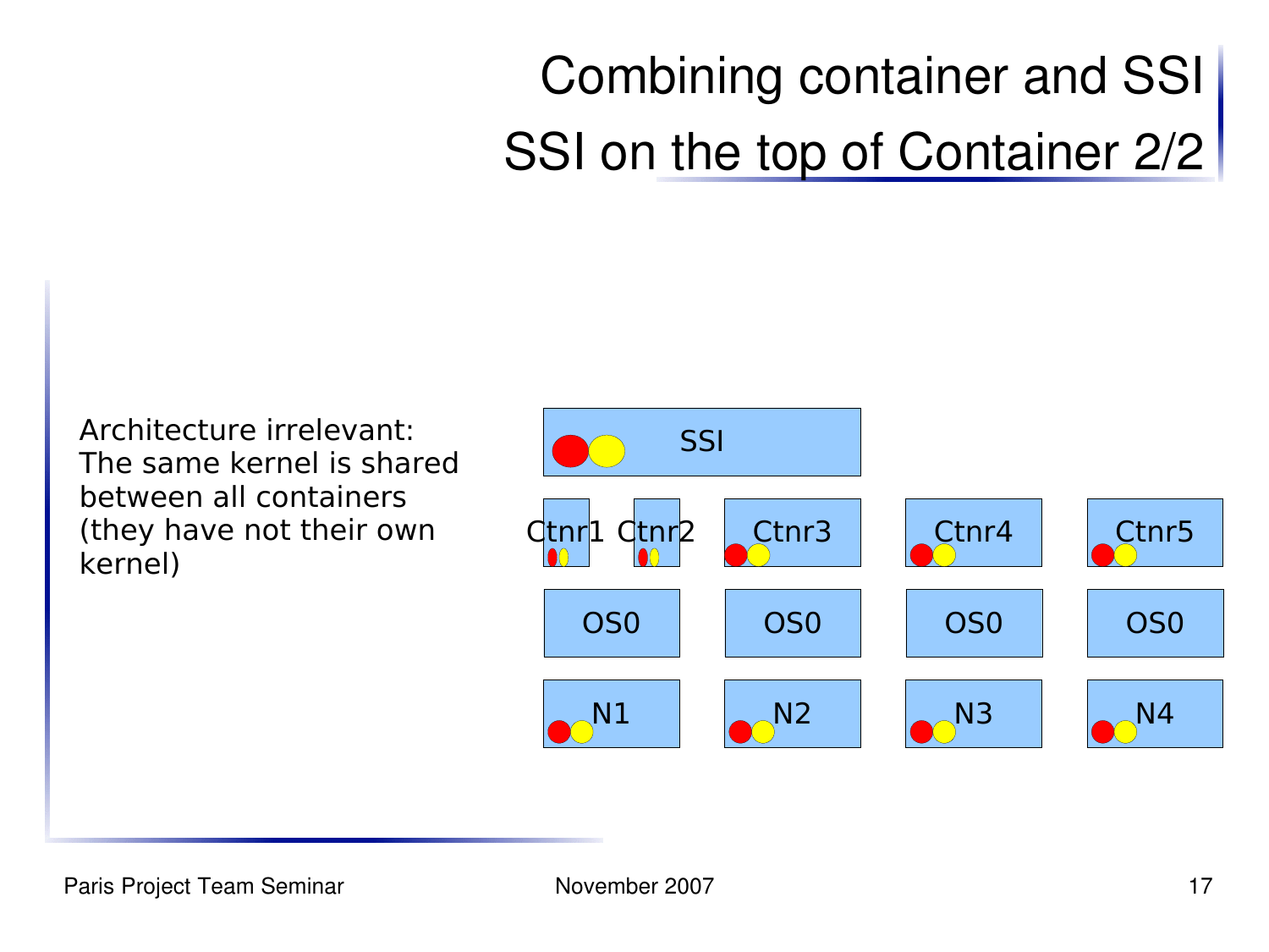# Combining container and SSI
## SSI on the top of Container 2/2

Architecture irrelevant: The same kernel is shared between all containers (they have not their own kernel)

SSI

Ctnr1 Ctnr2 Ctnr3 Ctnr4 Ctnr5

OS0 OS0 OS0 OS0

N1 N2 N3 N4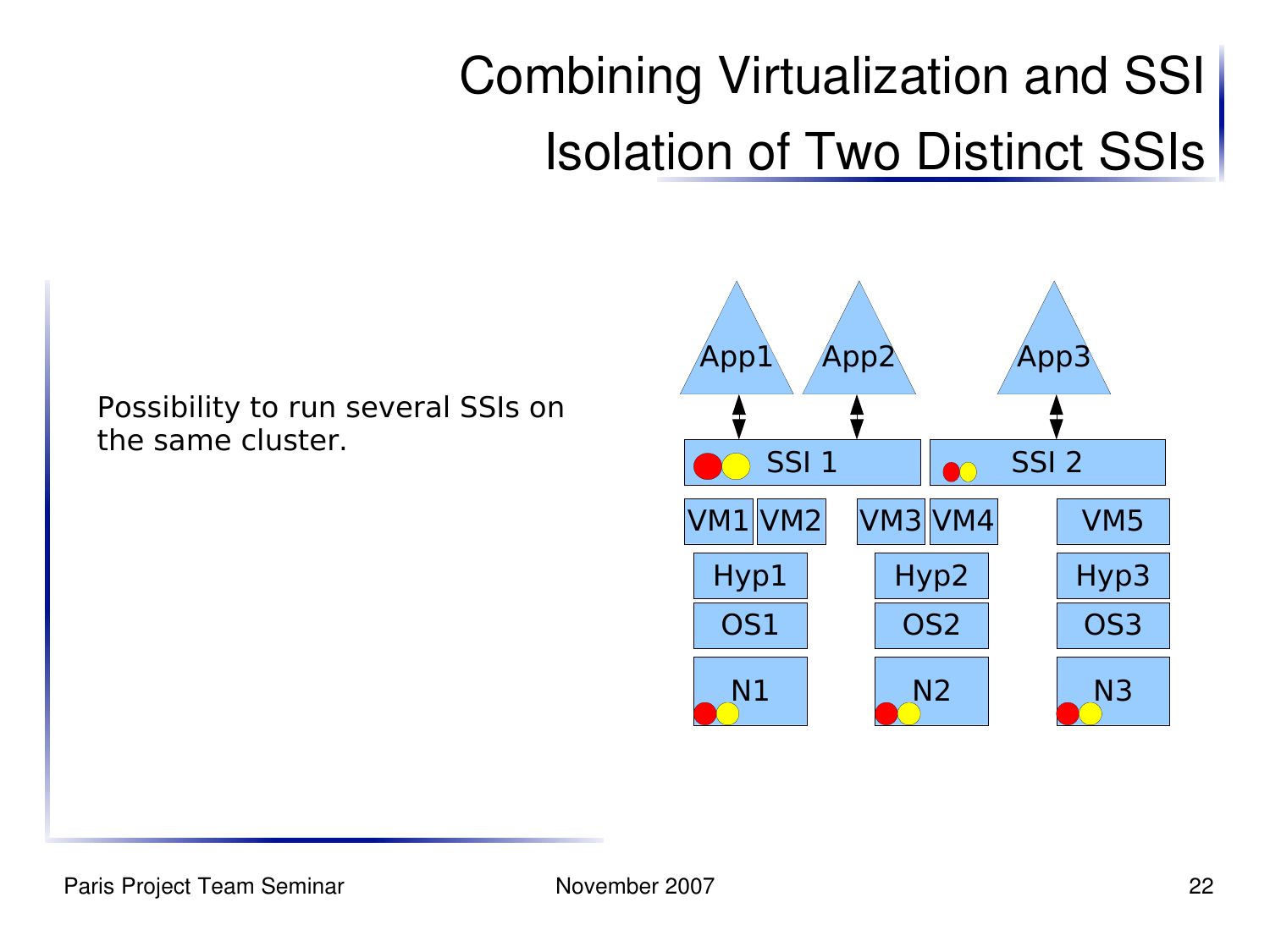# Combining Virtualization and SSI

## Isolation of Two Distinct SSIs

Possibility to run several SSIs on the same cluster.

App1 App2 App3

SSI 1 SSI 2

VM1 VM2 VM3 VM4 VM5

Hyp1 Hyp2 Hyp3

OS1 OS2 OS3

N1 N2 N3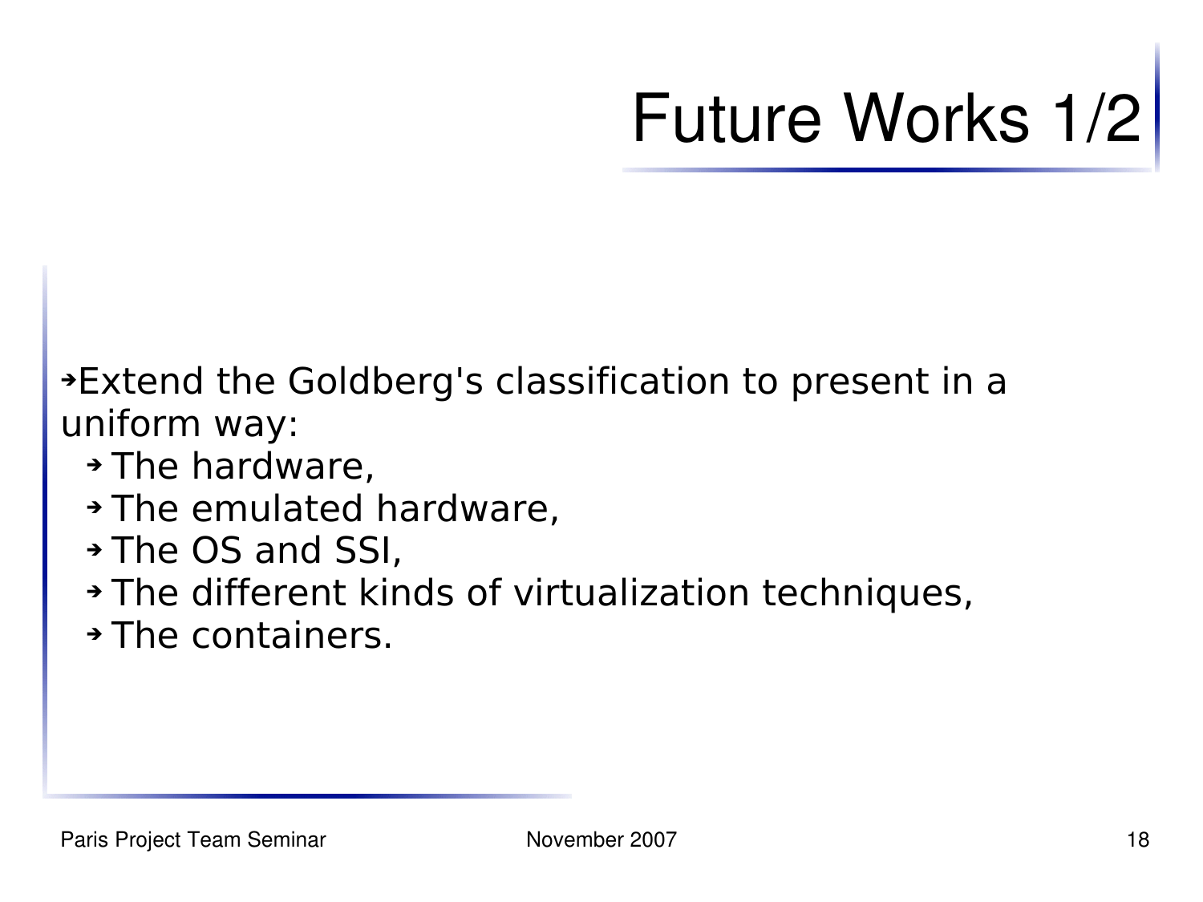# Future Works 1/2

- Extend the Goldberg's classification to present in a uniform way:
  - The hardware,
  - The emulated hardware,
  - The OS and SSI,
  - The different kinds of virtualization techniques,
  - The containers.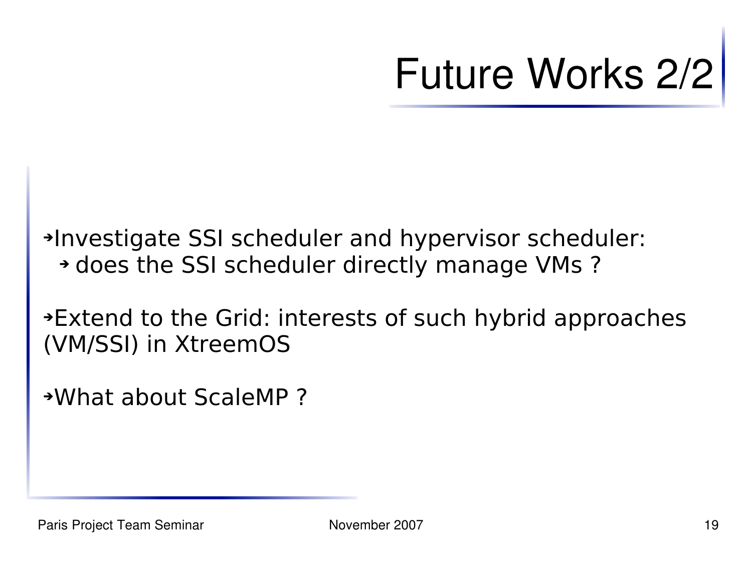# Future Works 2/2

- Investigate SSI scheduler and hypervisor scheduler:
  - does the SSI scheduler directly manage VMs ?
- Extend to the Grid: interests of such hybrid approaches (VM/SSI) in XtreemOS
- What about ScaleMP ?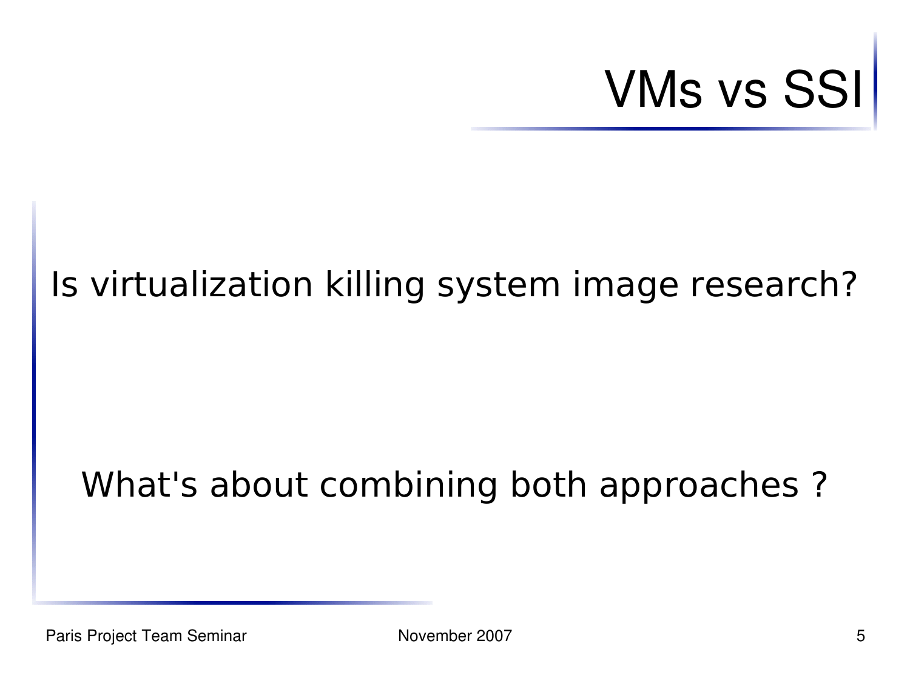# VMs vs SSI

Is virtualization killing system image research?

What's about combining both approaches ?